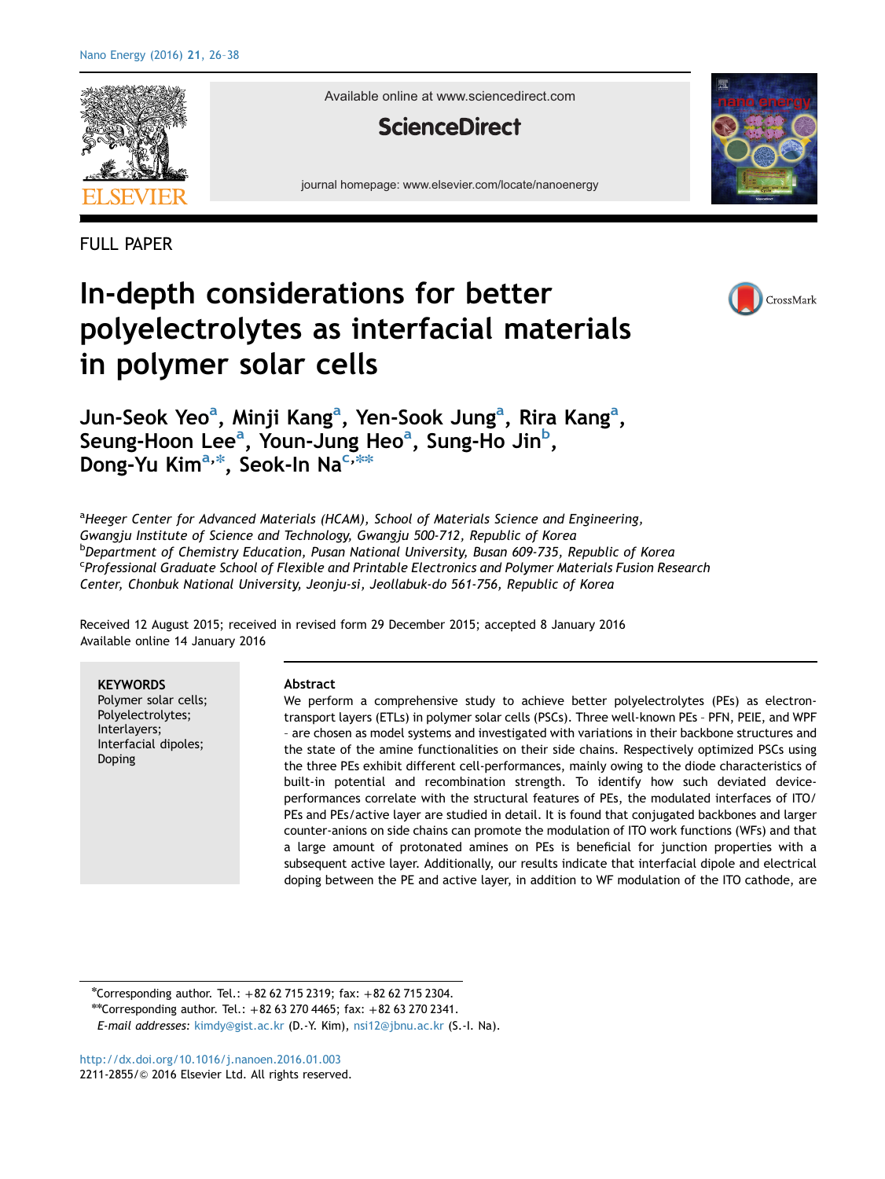FULL PAPER

# In-depth considerations for better polyelectrolytes as interfacial materials in polymer solar cells

Jun-Seok Yeo[a], Minji Kang[a], Yen-Sook Jung[a], Rira Kang[a], Seung-Hoon Lee[a], Youn-Jung Heo[a], Sung-Ho Jin[b], Dong-Yu Kim[a,*], Seok-In Na[c,**]

[a]*Heeger Center for Advanced Materials (HCAM), School of Materials Science and Engineering, Gwangju Institute of Science and Technology, Gwangju 500-712, Republic of Korea*
[b]*Department of Chemistry Education, Pusan National University, Busan 609-735, Republic of Korea*
[c]*Professional Graduate School of Flexible and Printable Electronics and Polymer Materials Fusion Research Center, Chonbuk National University, Jeonju-si, Jeollabuk-do 561-756, Republic of Korea*

Received 12 August 2015; received in revised form 29 December 2015; accepted 8 January 2016
Available online 14 January 2016

**KEYWORDS**
Polymer solar cells;
Polyelectrolytes;
Interlayers;
Interfacial dipoles;
Doping

**Abstract**

We perform a comprehensive study to achieve better polyelectrolytes (PEs) as electron-transport layers (ETLs) in polymer solar cells (PSCs). Three well-known PEs - PFN, PEIE, and WPF - are chosen as model systems and investigated with variations in their backbone structures and the state of the amine functionalities on their side chains. Respectively optimized PSCs using the three PEs exhibit different cell-performances, mainly owing to the diode characteristics of built-in potential and recombination strength. To identify how such deviated device-performances correlate with the structural features of PEs, the modulated interfaces of ITO/PEs and PEs/active layer are studied in detail. It is found that conjugated backbones and larger counter-anions on side chains can promote the modulation of ITO work functions (WFs) and that a large amount of protonated amines on PEs is beneficial for junction properties with a subsequent active layer. Additionally, our results indicate that interfacial dipole and electrical doping between the PE and active layer, in addition to WF modulation of the ITO cathode, are

*Corresponding author. Tel.: +82 62 715 2319; fax: +82 62 715 2304.
**Corresponding author. Tel.: +82 63 270 4465; fax: +82 63 270 2341.
*E-mail addresses:* kimdy@gist.ac.kr (D.-Y. Kim), nsi12@jbnu.ac.kr (S.-I. Na).

http://dx.doi.org/10.1016/j.nanoen.2016.01.003
2211-2855/© 2016 Elsevier Ltd. All rights reserved.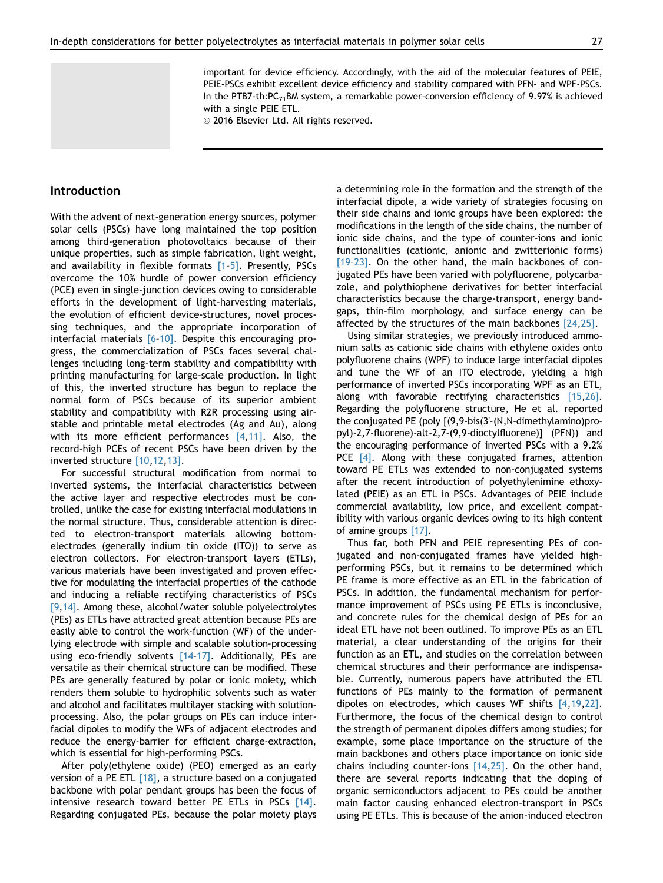important for device efficiency. Accordingly, with the aid of the molecular features of PEIE, PEIE-PSCs exhibit excellent device efficiency and stability compared with PFN- and WPF-PSCs. In the PTB7-th:$PC_{71}BM$ system, a remarkable power-conversion efficiency of 9.97% is achieved with a single PEIE ETL.

© 2016 Elsevier Ltd. All rights reserved.

## Introduction

With the advent of next-generation energy sources, polymer solar cells (PSCs) have long maintained the top position among third-generation photovoltaics because of their unique properties, such as simple fabrication, light weight, and availability in flexible formats [1-5]. Presently, PSCs overcome the 10% hurdle of power conversion efficiency (PCE) even in single-junction devices owing to considerable efforts in the development of light-harvesting materials, the evolution of efficient device-structures, novel processing techniques, and the appropriate incorporation of interfacial materials [6-10]. Despite this encouraging progress, the commercialization of PSCs faces several challenges including long-term stability and compatibility with printing manufacturing for large-scale production. In light of this, the inverted structure has begun to replace the normal form of PSCs because of its superior ambient stability and compatibility with R2R processing using air-stable and printable metal electrodes (Ag and Au), along with its more efficient performances [4,11]. Also, the record-high PCEs of recent PSCs have been driven by the inverted structure [10,12,13].

For successful structural modification from normal to inverted systems, the interfacial characteristics between the active layer and respective electrodes must be controlled, unlike the case for existing interfacial modulations in the normal structure. Thus, considerable attention is directed to electron-transport materials allowing bottom-electrodes (generally indium tin oxide (ITO)) to serve as electron collectors. For electron-transport layers (ETLs), various materials have been investigated and proven effective for modulating the interfacial properties of the cathode and inducing a reliable rectifying characteristics of PSCs [9,14]. Among these, alcohol/water soluble polyelectrolytes (PEs) as ETLs have attracted great attention because PEs are easily able to control the work-function (WF) of the underlying electrode with simple and scalable solution-processing using eco-friendly solvents [14-17]. Additionally, PEs are versatile as their chemical structure can be modified. These PEs are generally featured by polar or ionic moiety, which renders them soluble to hydrophilic solvents such as water and alcohol and facilitates multilayer stacking with solution-processing. Also, the polar groups on PEs can induce interfacial dipoles to modify the WFs of adjacent electrodes and reduce the energy-barrier for efficient charge-extraction, which is essential for high-performing PSCs.

After poly(ethylene oxide) (PEO) emerged as an early version of a PE ETL [18], a structure based on a conjugated backbone with polar pendant groups has been the focus of intensive research toward better PE ETLs in PSCs [14]. Regarding conjugated PEs, because the polar moiety plays a determining role in the formation and the strength of the interfacial dipole, a wide variety of strategies focusing on their side chains and ionic groups have been explored: the modifications in the length of the side chains, the number of ionic side chains, and the type of counter-ions and ionic functionalities (cationic, anionic and zwitterionic forms) [19-23]. On the other hand, the main backbones of conjugated PEs have been varied with polyfluorene, polycarbazole, and polythiophene derivatives for better interfacial characteristics because the charge-transport, energy bandgaps, thin-film morphology, and surface energy can be affected by the structures of the main backbones [24,25].

Using similar strategies, we previously introduced ammonium salts as cationic side chains with ethylene oxides onto polyfluorene chains (WPF) to induce large interfacial dipoles and tune the WF of an ITO electrode, yielding a high performance of inverted PSCs incorporating WPF as an ETL, along with favorable rectifying characteristics [15,26]. Regarding the polyfluorene structure, He et al. reported the conjugated PE (poly [(9,9-bis(3'-(N,N-dimethylamino)propyl)-2,7-fluorene)-alt-2,7-(9,9-dioctylfluorene)] (PFN)) and the encouraging performance of inverted PSCs with a 9.2% PCE [4]. Along with these conjugated frames, attention toward PE ETLs was extended to non-conjugated systems after the recent introduction of polyethylenimine ethoxylated (PEIE) as an ETL in PSCs. Advantages of PEIE include commercial availability, low price, and excellent compatibility with various organic devices owing to its high content of amine groups [17].

Thus far, both PFN and PEIE representing PEs of conjugated and non-conjugated frames have yielded high-performing PSCs, but it remains to be determined which PE frame is more effective as an ETL in the fabrication of PSCs. In addition, the fundamental mechanism for performance improvement of PSCs using PE ETLs is inconclusive, and concrete rules for the chemical design of PEs for an ideal ETL have not been outlined. To improve PEs as an ETL material, a clear understanding of the origins for their function as an ETL, and studies on the correlation between chemical structures and their performance are indispensable. Currently, numerous papers have attributed the ETL functions of PEs mainly to the formation of permanent dipoles on electrodes, which causes WF shifts [4,19,22]. Furthermore, the focus of the chemical design to control the strength of permanent dipoles differs among studies; for example, some place importance on the structure of the main backbones and others place importance on ionic side chains including counter-ions [14,25]. On the other hand, there are several reports indicating that the doping of organic semiconductors adjacent to PEs could be another main factor causing enhanced electron-transport in PSCs using PE ETLs. This is because of the anion-induced electron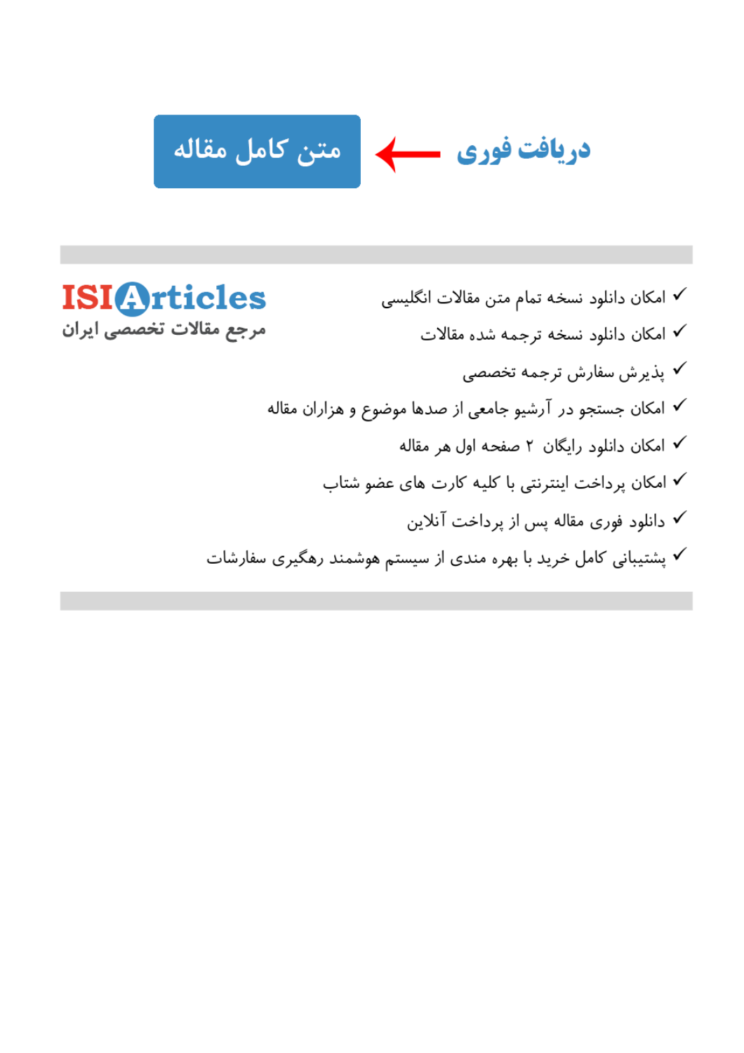دریافت فوری ← **متن کامل مقاله**

**ISIArticles**
مرجع مقالات تخصصی ایران

- ✓ امکان دانلود نسخه تمام متن مقالات انگلیسی
- ✓ امکان دانلود نسخه ترجمه شده مقالات
- ✓ پذیرش سفارش ترجمه تخصصی
- ✓ امکان جستجو در آرشیو جامعی از صدها موضوع و هزاران مقاله
- ✓ امکان دانلود رایگان ۲ صفحه اول هر مقاله
- ✓ امکان پرداخت اینترنتی با کلیه کارت های عضو شتاب
- ✓ دانلود فوری مقاله پس از پرداخت آنلاین
- ✓ پشتیبانی کامل خرید با بهره مندی از سیستم هوشمند رهگیری سفارشات